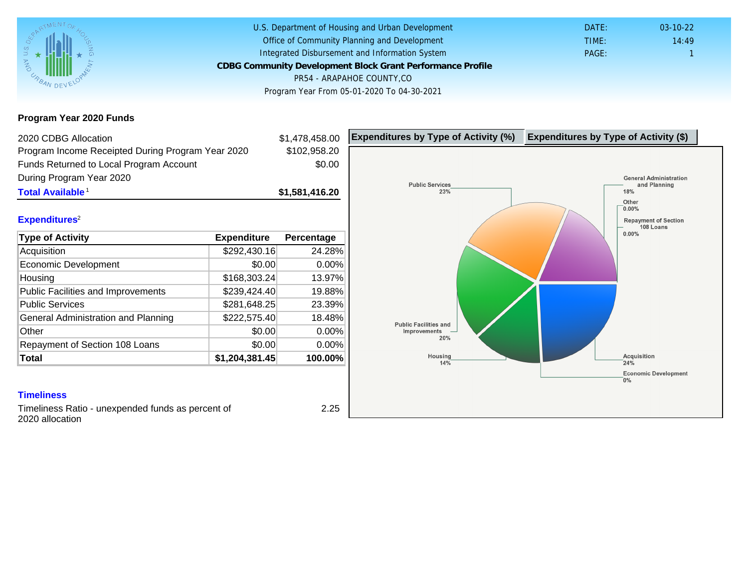U.S. Department of Housing and Urban Development
Office of Community Planning and Development
Integrated Disbursement and Information System

**CDBG Community Development Block Grant Performance Profile**

PR54 - ARAPAHOE COUNTY,CO

Program Year From 05-01-2020 To 04-30-2021

DATE: 03-10-22
TIME: 14:49
PAGE: 1

## Program Year 2020 Funds

| | |
|---|---|
| 2020 CDBG Allocation | $1,478,458.00 |
| Program Income Receipted During Program Year 2020 | $102,958.20 |
| Funds Returned to Local Program Account During Program Year 2020 | $0.00 |
| **Total Available** [1] | **$1,581,416.20** |

### Expenditures[2]

| Type of Activity | Expenditure | Percentage |
|---|---|---|
| Acquisition | $292,430.16 | 24.28% |
| Economic Development | $0.00 | 0.00% |
| Housing | $168,303.24 | 13.97% |
| Public Facilities and Improvements | $239,424.40 | 19.88% |
| Public Services | $281,648.25 | 23.39% |
| General Administration and Planning | $222,575.40 | 18.48% |
| Other | $0.00 | 0.00% |
| Repayment of Section 108 Loans | $0.00 | 0.00% |
| **Total** | **$1,204,381.45** | **100.00%** |

**Expenditures by Type of Activity (%)** | **Expenditures by Type of Activity ($)**

Public Services 23%; General Administration and Planning 18%; Other 0.00%; Repayment of Section 108 Loans 0.00%; Public Facilities and Improvements 20%; Housing 14%; Acquisition 24%; Economic Development 0%

### Timeliness

Timeliness Ratio - unexpended funds as percent of 2020 allocation: 2.25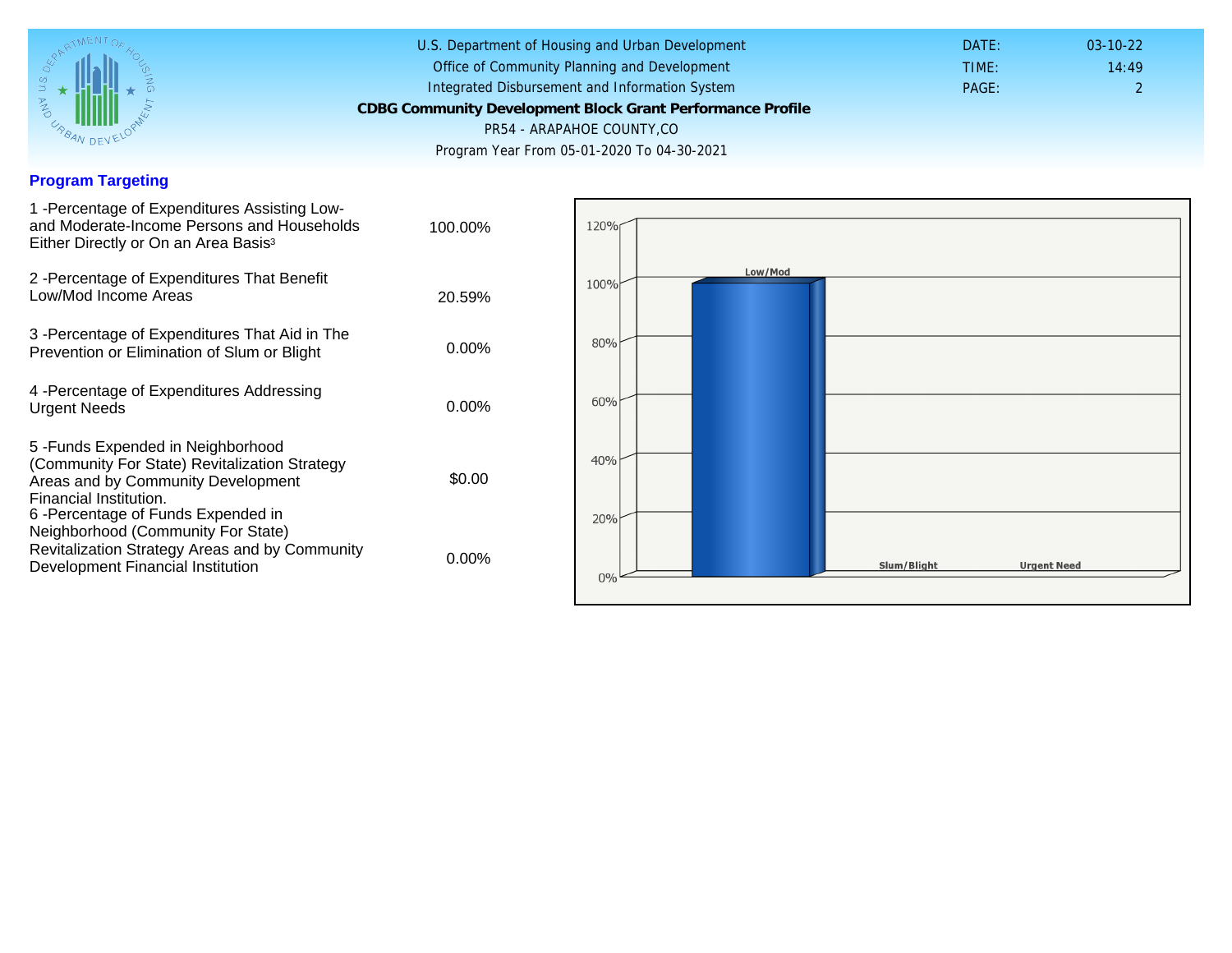U.S. Department of Housing and Urban Development
Office of Community Planning and Development
Integrated Disbursement and Information System

**CDBG Community Development Block Grant Performance Profile**

PR54 - ARAPAHOE COUNTY,CO

Program Year From 05-01-2020 To 04-30-2021

DATE: 03-10-22
TIME: 14:49
PAGE: 2

## Program Targeting

| Measure | Value |
|---|---|
| 1 -Percentage of Expenditures Assisting Low- and Moderate-Income Persons and Households Either Directly or On an Area Basis[3] | 100.00% |
| 2 -Percentage of Expenditures That Benefit Low/Mod Income Areas | 20.59% |
| 3 -Percentage of Expenditures That Aid in The Prevention or Elimination of Slum or Blight | 0.00% |
| 4 -Percentage of Expenditures Addressing Urgent Needs | 0.00% |
| 5 -Funds Expended in Neighborhood (Community For State) Revitalization Strategy Areas and by Community Development Financial Institution. | $0.00 |
| 6 -Percentage of Funds Expended in Neighborhood (Community For State) Revitalization Strategy Areas and by Community Development Financial Institution | 0.00% |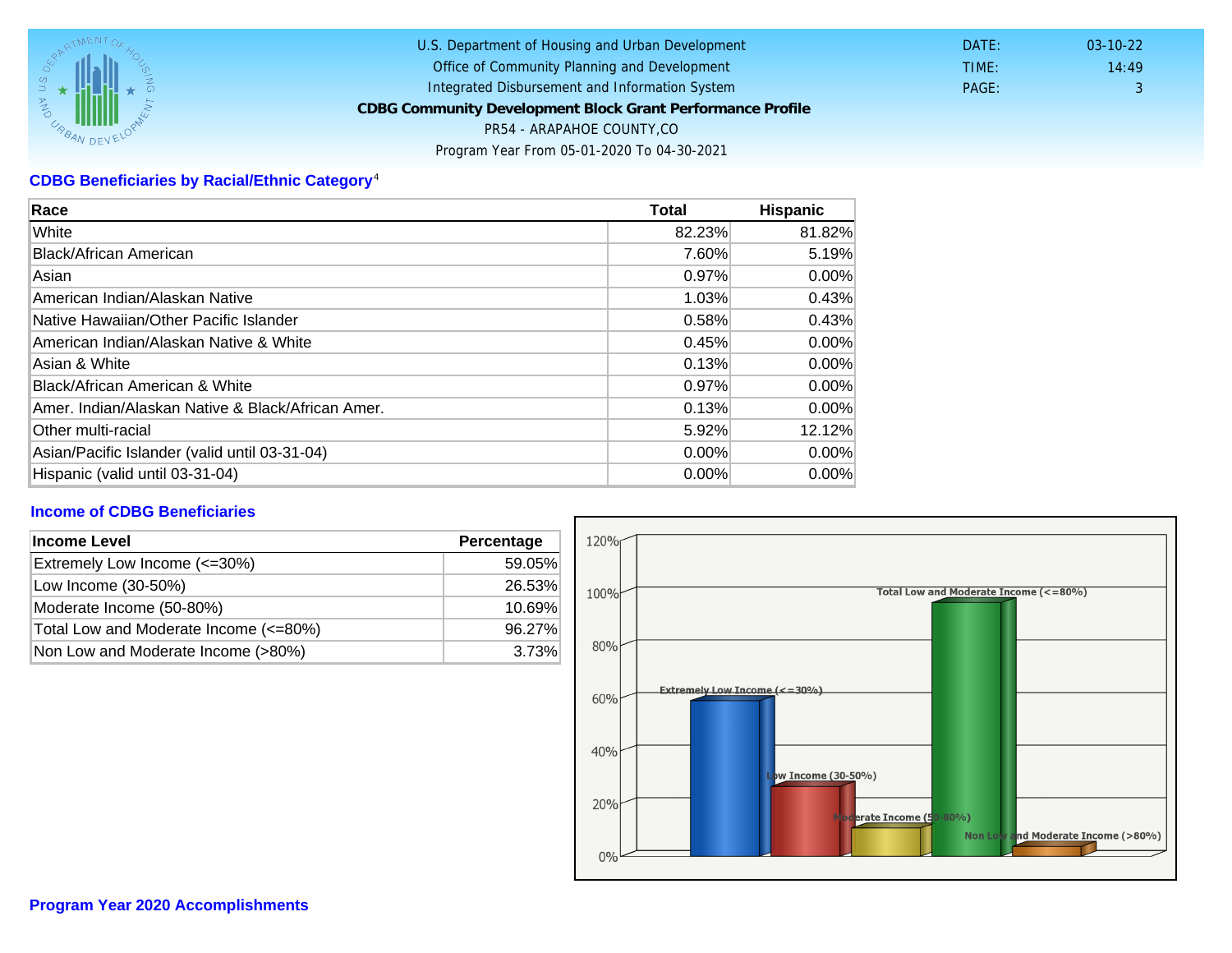U.S. Department of Housing and Urban Development
Office of Community Planning and Development
Integrated Disbursement and Information System
**CDBG Community Development Block Grant Performance Profile**
PR54 - ARAPAHOE COUNTY,CO
Program Year From 05-01-2020 To 04-30-2021

DATE: 03-10-22
TIME: 14:49
PAGE: 3

## CDBG Beneficiaries by Racial/Ethnic Category[4]

| Race | Total | Hispanic |
|---|---|---|
| White | 82.23% | 81.82% |
| Black/African American | 7.60% | 5.19% |
| Asian | 0.97% | 0.00% |
| American Indian/Alaskan Native | 1.03% | 0.43% |
| Native Hawaiian/Other Pacific Islander | 0.58% | 0.43% |
| American Indian/Alaskan Native & White | 0.45% | 0.00% |
| Asian & White | 0.13% | 0.00% |
| Black/African American & White | 0.97% | 0.00% |
| Amer. Indian/Alaskan Native & Black/African Amer. | 0.13% | 0.00% |
| Other multi-racial | 5.92% | 12.12% |
| Asian/Pacific Islander (valid until 03-31-04) | 0.00% | 0.00% |
| Hispanic (valid until 03-31-04) | 0.00% | 0.00% |

## Income of CDBG Beneficiaries

| Income Level | Percentage |
|---|---|
| Extremely Low Income (<=30%) | 59.05% |
| Low Income (30-50%) | 26.53% |
| Moderate Income (50-80%) | 10.69% |
| Total Low and Moderate Income (<=80%) | 96.27% |
| Non Low and Moderate Income (>80%) | 3.73% |

## Program Year 2020 Accomplishments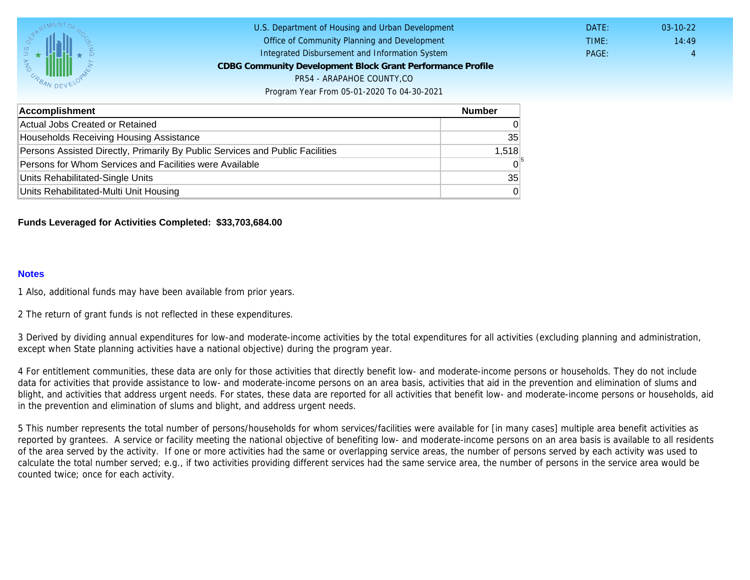U.S. Department of Housing and Urban Development
Office of Community Planning and Development
Integrated Disbursement and Information System
**CDBG Community Development Block Grant Performance Profile**
PR54 - ARAPAHOE COUNTY,CO
Program Year From 05-01-2020 To 04-30-2021

DATE: 03-10-22
TIME: 14:49

| Accomplishment | Number |
|---|---|
| Actual Jobs Created or Retained | 0 |
| Households Receiving Housing Assistance | 35 |
| Persons Assisted Directly, Primarily By Public Services and Public Facilities | 1,518 |
| Persons for Whom Services and Facilities were Available | 0[5] |
| Units Rehabilitated-Single Units | 35 |
| Units Rehabilitated-Multi Unit Housing | 0 |

**Funds Leveraged for Activities Completed: $33,703,684.00**

## Notes

1 Also, additional funds may have been available from prior years.

2 The return of grant funds is not reflected in these expenditures.

3 Derived by dividing annual expenditures for low-and moderate-income activities by the total expenditures for all activities (excluding planning and administration, except when State planning activities have a national objective) during the program year.

4 For entitlement communities, these data are only for those activities that directly benefit low- and moderate-income persons or households. They do not include data for activities that provide assistance to low- and moderate-income persons on an area basis, activities that aid in the prevention and elimination of slums and blight, and activities that address urgent needs. For states, these data are reported for all activities that benefit low- and moderate-income persons or households, aid in the prevention and elimination of slums and blight, and address urgent needs.

5 This number represents the total number of persons/households for whom services/facilities were available for [in many cases] multiple area benefit activities as reported by grantees. A service or facility meeting the national objective of benefiting low- and moderate-income persons on an area basis is available to all residents of the area served by the activity. If one or more activities had the same or overlapping service areas, the number of persons served by each activity was used to calculate the total number served; e.g., if two activities providing different services had the same service area, the number of persons in the service area would be counted twice; once for each activity.